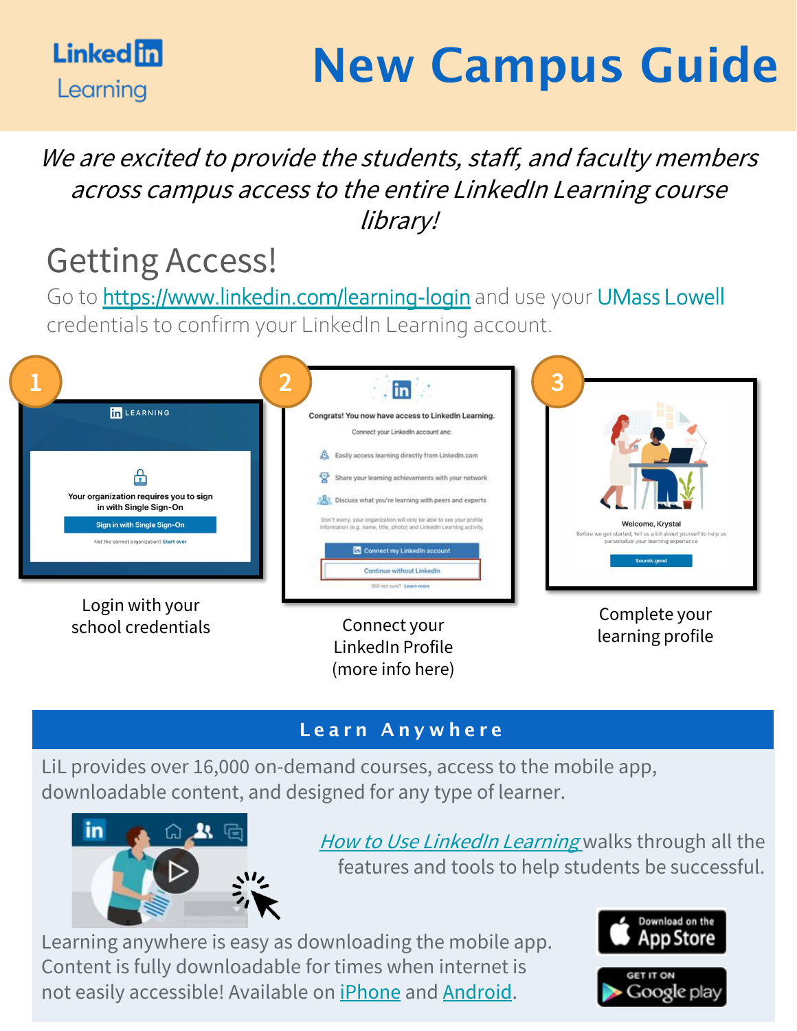LinkedIn Learning

# New Campus Guide

*We are excited to provide the students, staff, and faculty members across campus access to the entire LinkedIn Learning course library!*

## Getting Access!

Go to [https://www.linkedin.com/learning-login](https://www.linkedin.com/learning-login) and use your UMass Lowell credentials to confirm your LinkedIn Learning account.

1. Login with your school credentials
2. Connect your LinkedIn Profile (more info here)
3. Complete your learning profile

## Learn Anywhere

LiL provides over 16,000 on-demand courses, access to the mobile app, downloadable content, and designed for any type of learner.

*How to Use LinkedIn Learning* walks through all the features and tools to help students be successful.

Learning anywhere is easy as downloading the mobile app. Content is fully downloadable for times when internet is not easily accessible! Available on iPhone and Android.

Download on the App Store

GET IT ON Google play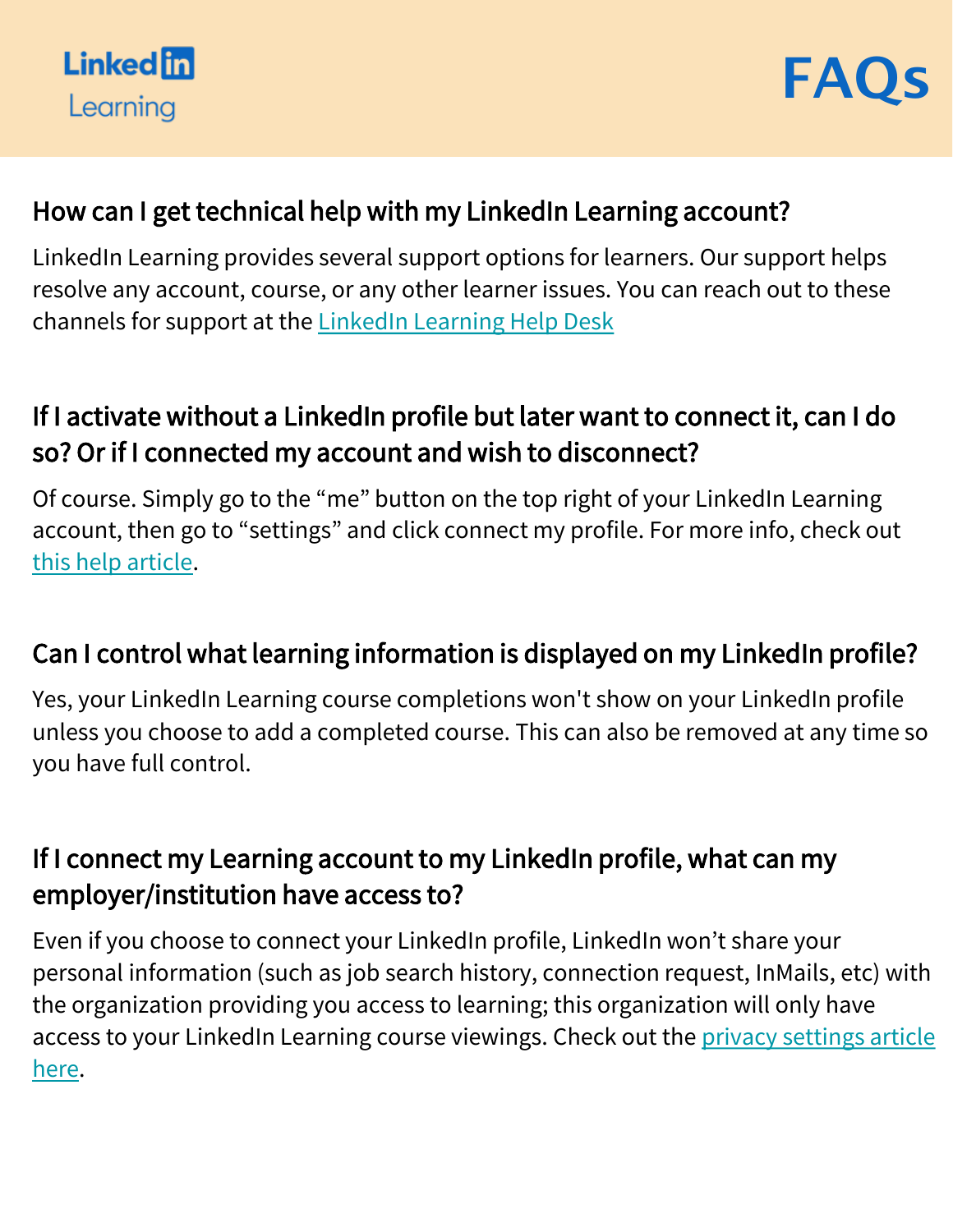LinkedIn Learning

# FAQs

## How can I get technical help with my LinkedIn Learning account?

LinkedIn Learning provides several support options for learners. Our support helps resolve any account, course, or any other learner issues. You can reach out to these channels for support at the LinkedIn Learning Help Desk

## If I activate without a LinkedIn profile but later want to connect it, can I do so? Or if I connected my account and wish to disconnect?

Of course. Simply go to the “me” button on the top right of your LinkedIn Learning account, then go to “settings” and click connect my profile. For more info, check out this help article.

## Can I control what learning information is displayed on my LinkedIn profile?

Yes, your LinkedIn Learning course completions won't show on your LinkedIn profile unless you choose to add a completed course. This can also be removed at any time so you have full control.

## If I connect my Learning account to my LinkedIn profile, what can my employer/institution have access to?

Even if you choose to connect your LinkedIn profile, LinkedIn won’t share your personal information (such as job search history, connection request, InMails, etc) with the organization providing you access to learning; this organization will only have access to your LinkedIn Learning course viewings. Check out the privacy settings article here.